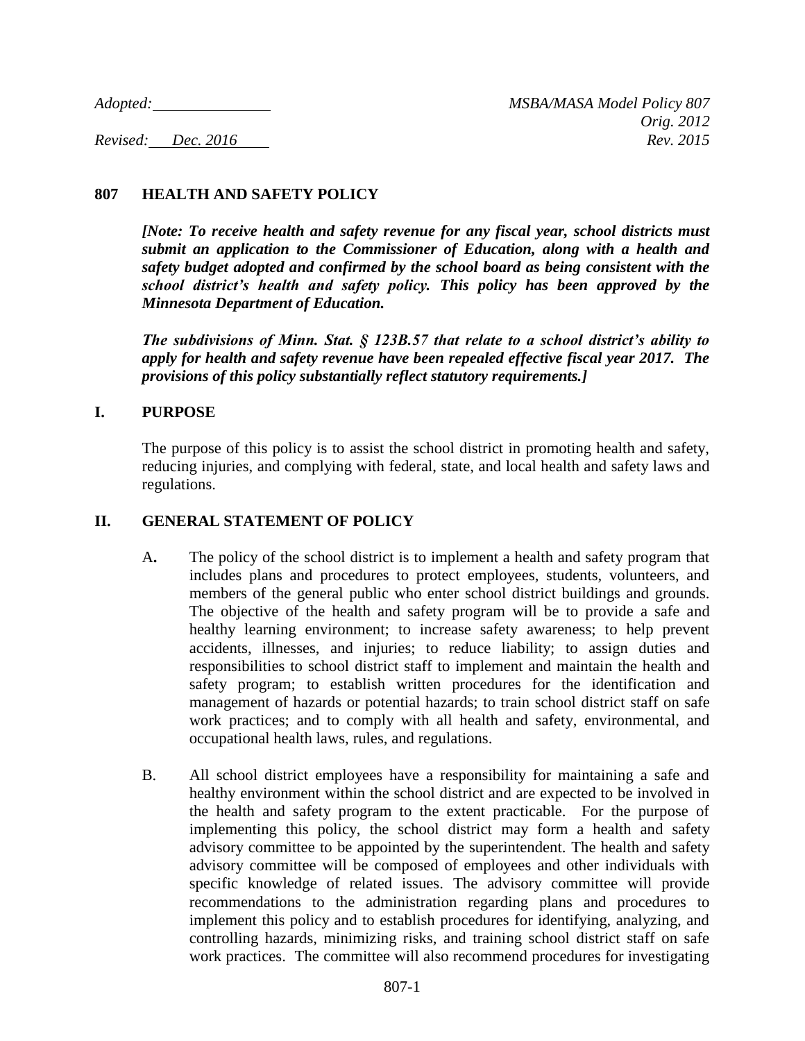*Adopted:* ______________ *MSBA/MASA Model Policy 807*
*Orig. 2012*
*Revised: Dec. 2016* *Rev. 2015*

## 807 HEALTH AND SAFETY POLICY

***[Note: To receive health and safety revenue for any fiscal year, school districts must submit an application to the Commissioner of Education, along with a health and safety budget adopted and confirmed by the school board as being consistent with the school district's health and safety policy. This policy has been approved by the Minnesota Department of Education.***

***The subdivisions of Minn. Stat. § 123B.57 that relate to a school district's ability to apply for health and safety revenue have been repealed effective fiscal year 2017. The provisions of this policy substantially reflect statutory requirements.]***

### I. PURPOSE

The purpose of this policy is to assist the school district in promoting health and safety, reducing injuries, and complying with federal, state, and local health and safety laws and regulations.

### II. GENERAL STATEMENT OF POLICY

A. The policy of the school district is to implement a health and safety program that includes plans and procedures to protect employees, students, volunteers, and members of the general public who enter school district buildings and grounds. The objective of the health and safety program will be to provide a safe and healthy learning environment; to increase safety awareness; to help prevent accidents, illnesses, and injuries; to reduce liability; to assign duties and responsibilities to school district staff to implement and maintain the health and safety program; to establish written procedures for the identification and management of hazards or potential hazards; to train school district staff on safe work practices; and to comply with all health and safety, environmental, and occupational health laws, rules, and regulations.

B. All school district employees have a responsibility for maintaining a safe and healthy environment within the school district and are expected to be involved in the health and safety program to the extent practicable. For the purpose of implementing this policy, the school district may form a health and safety advisory committee to be appointed by the superintendent. The health and safety advisory committee will be composed of employees and other individuals with specific knowledge of related issues. The advisory committee will provide recommendations to the administration regarding plans and procedures to implement this policy and to establish procedures for identifying, analyzing, and controlling hazards, minimizing risks, and training school district staff on safe work practices. The committee will also recommend procedures for investigating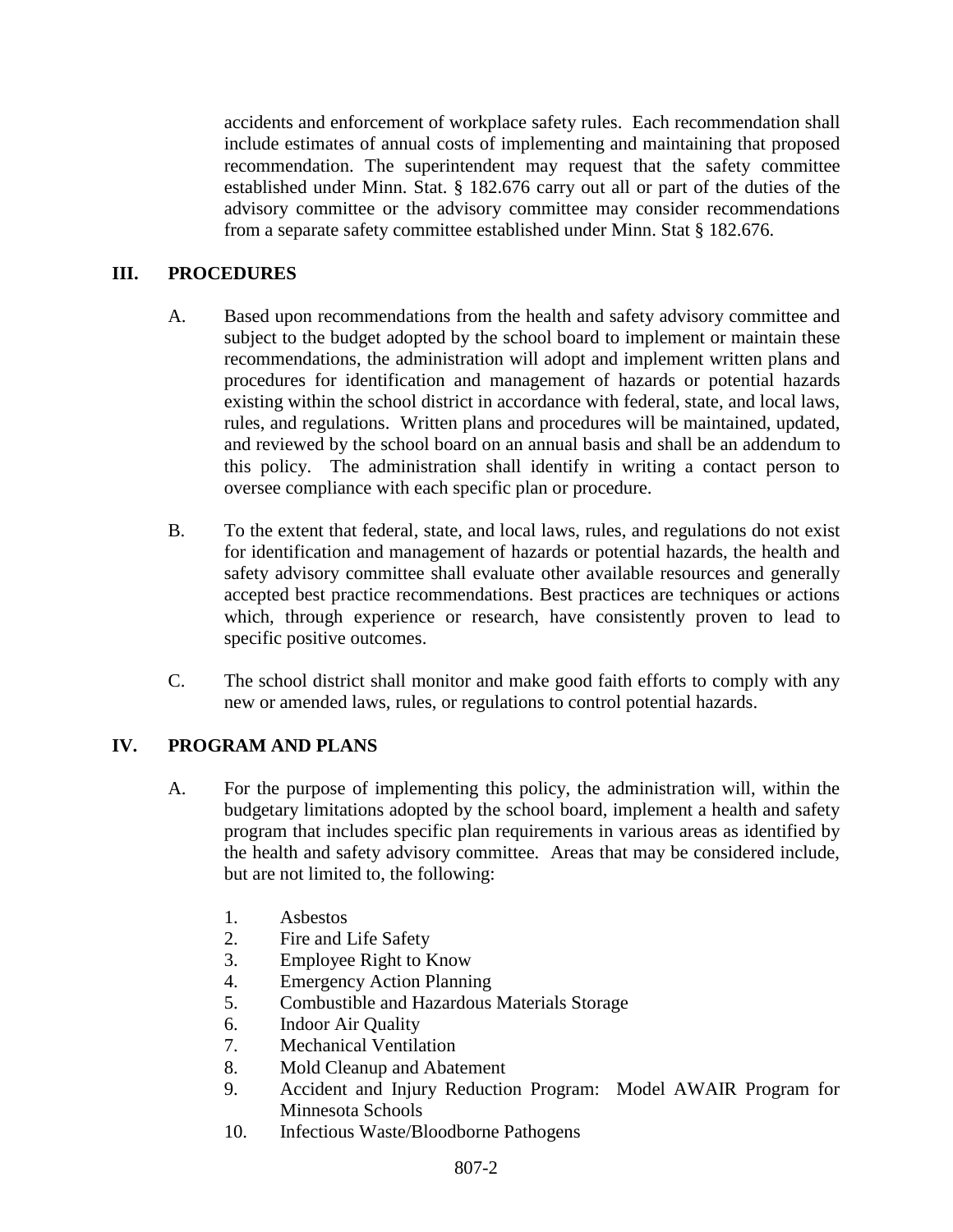accidents and enforcement of workplace safety rules. Each recommendation shall include estimates of annual costs of implementing and maintaining that proposed recommendation. The superintendent may request that the safety committee established under Minn. Stat. § 182.676 carry out all or part of the duties of the advisory committee or the advisory committee may consider recommendations from a separate safety committee established under Minn. Stat § 182.676.

## III. PROCEDURES

A. Based upon recommendations from the health and safety advisory committee and subject to the budget adopted by the school board to implement or maintain these recommendations, the administration will adopt and implement written plans and procedures for identification and management of hazards or potential hazards existing within the school district in accordance with federal, state, and local laws, rules, and regulations. Written plans and procedures will be maintained, updated, and reviewed by the school board on an annual basis and shall be an addendum to this policy. The administration shall identify in writing a contact person to oversee compliance with each specific plan or procedure.

B. To the extent that federal, state, and local laws, rules, and regulations do not exist for identification and management of hazards or potential hazards, the health and safety advisory committee shall evaluate other available resources and generally accepted best practice recommendations. Best practices are techniques or actions which, through experience or research, have consistently proven to lead to specific positive outcomes.

C. The school district shall monitor and make good faith efforts to comply with any new or amended laws, rules, or regulations to control potential hazards.

## IV. PROGRAM AND PLANS

A. For the purpose of implementing this policy, the administration will, within the budgetary limitations adopted by the school board, implement a health and safety program that includes specific plan requirements in various areas as identified by the health and safety advisory committee. Areas that may be considered include, but are not limited to, the following:

1. Asbestos
2. Fire and Life Safety
3. Employee Right to Know
4. Emergency Action Planning
5. Combustible and Hazardous Materials Storage
6. Indoor Air Quality
7. Mechanical Ventilation
8. Mold Cleanup and Abatement
9. Accident and Injury Reduction Program: Model AWAIR Program for Minnesota Schools
10. Infectious Waste/Bloodborne Pathogens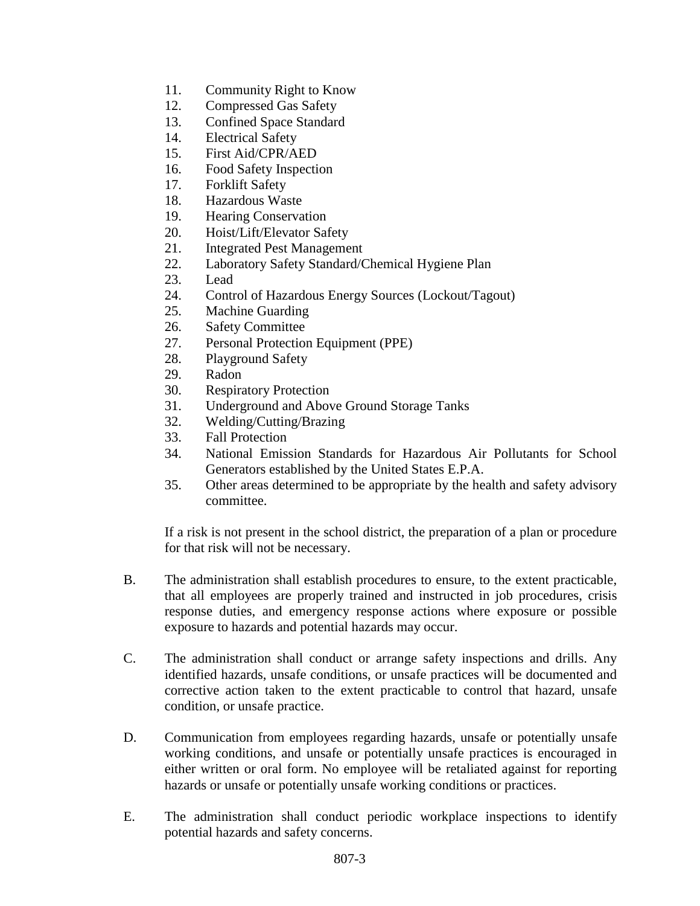11. Community Right to Know
12. Compressed Gas Safety
13. Confined Space Standard
14. Electrical Safety
15. First Aid/CPR/AED
16. Food Safety Inspection
17. Forklift Safety
18. Hazardous Waste
19. Hearing Conservation
20. Hoist/Lift/Elevator Safety
21. Integrated Pest Management
22. Laboratory Safety Standard/Chemical Hygiene Plan
23. Lead
24. Control of Hazardous Energy Sources (Lockout/Tagout)
25. Machine Guarding
26. Safety Committee
27. Personal Protection Equipment (PPE)
28. Playground Safety
29. Radon
30. Respiratory Protection
31. Underground and Above Ground Storage Tanks
32. Welding/Cutting/Brazing
33. Fall Protection
34. National Emission Standards for Hazardous Air Pollutants for School Generators established by the United States E.P.A.
35. Other areas determined to be appropriate by the health and safety advisory committee.

If a risk is not present in the school district, the preparation of a plan or procedure for that risk will not be necessary.

B. The administration shall establish procedures to ensure, to the extent practicable, that all employees are properly trained and instructed in job procedures, crisis response duties, and emergency response actions where exposure or possible exposure to hazards and potential hazards may occur.

C. The administration shall conduct or arrange safety inspections and drills. Any identified hazards, unsafe conditions, or unsafe practices will be documented and corrective action taken to the extent practicable to control that hazard, unsafe condition, or unsafe practice.

D. Communication from employees regarding hazards, unsafe or potentially unsafe working conditions, and unsafe or potentially unsafe practices is encouraged in either written or oral form. No employee will be retaliated against for reporting hazards or unsafe or potentially unsafe working conditions or practices.

E. The administration shall conduct periodic workplace inspections to identify potential hazards and safety concerns.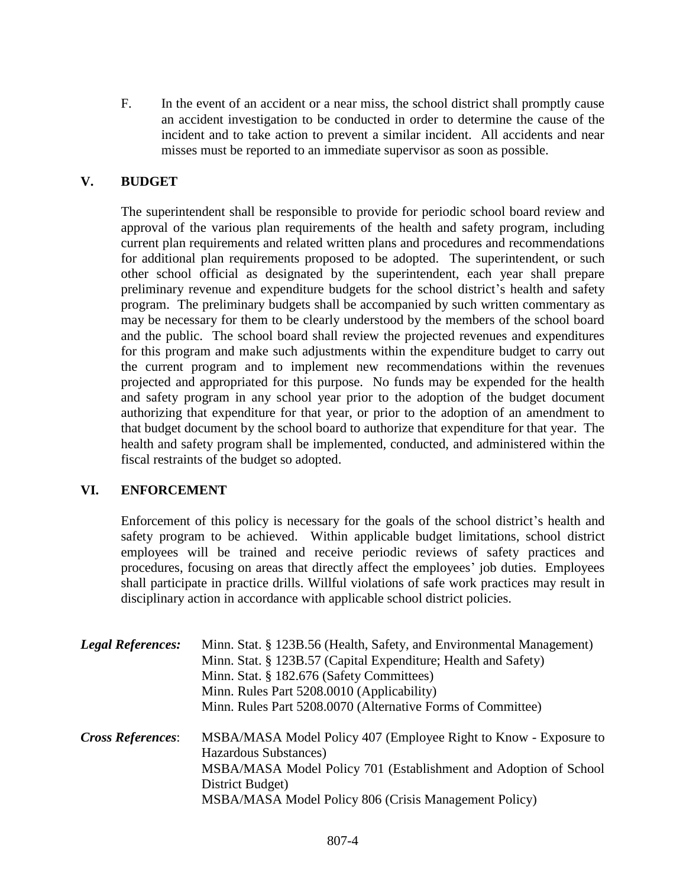F. In the event of an accident or a near miss, the school district shall promptly cause an accident investigation to be conducted in order to determine the cause of the incident and to take action to prevent a similar incident. All accidents and near misses must be reported to an immediate supervisor as soon as possible.

## V. BUDGET

The superintendent shall be responsible to provide for periodic school board review and approval of the various plan requirements of the health and safety program, including current plan requirements and related written plans and procedures and recommendations for additional plan requirements proposed to be adopted. The superintendent, or such other school official as designated by the superintendent, each year shall prepare preliminary revenue and expenditure budgets for the school district's health and safety program. The preliminary budgets shall be accompanied by such written commentary as may be necessary for them to be clearly understood by the members of the school board and the public. The school board shall review the projected revenues and expenditures for this program and make such adjustments within the expenditure budget to carry out the current program and to implement new recommendations within the revenues projected and appropriated for this purpose. No funds may be expended for the health and safety program in any school year prior to the adoption of the budget document authorizing that expenditure for that year, or prior to the adoption of an amendment to that budget document by the school board to authorize that expenditure for that year. The health and safety program shall be implemented, conducted, and administered within the fiscal restraints of the budget so adopted.

## VI. ENFORCEMENT

Enforcement of this policy is necessary for the goals of the school district's health and safety program to be achieved. Within applicable budget limitations, school district employees will be trained and receive periodic reviews of safety practices and procedures, focusing on areas that directly affect the employees' job duties. Employees shall participate in practice drills. Willful violations of safe work practices may result in disciplinary action in accordance with applicable school district policies.

***Legal References:***

Minn. Stat. § 123B.56 (Health, Safety, and Environmental Management)
Minn. Stat. § 123B.57 (Capital Expenditure; Health and Safety)
Minn. Stat. § 182.676 (Safety Committees)
Minn. Rules Part 5208.0010 (Applicability)
Minn. Rules Part 5208.0070 (Alternative Forms of Committee)

***Cross References:***

MSBA/MASA Model Policy 407 (Employee Right to Know - Exposure to Hazardous Substances)
MSBA/MASA Model Policy 701 (Establishment and Adoption of School District Budget)
MSBA/MASA Model Policy 806 (Crisis Management Policy)